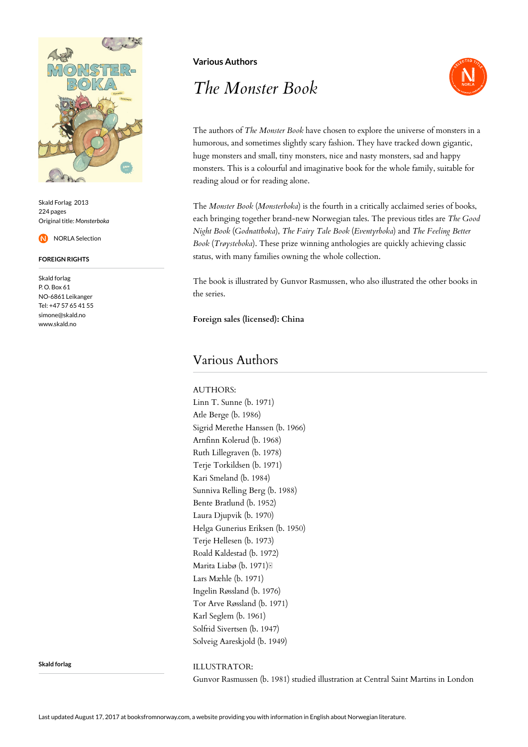Skald Forlag 2013
224 pages
Original title: *Monsterboka*

NORLA Selection

**FOREIGN RIGHTS**

Skald forlag
P. O. Box 61
NO-6861 Leikanger
Tel: +47 57 65 41 55
simone@skald.no
www.skald.no

**Various Authors**

# *The Monster Book*

The authors of *The Monster Book* have chosen to explore the universe of monsters in a humorous, and sometimes slightly scary fashion. They have tracked down gigantic, huge monsters and small, tiny monsters, nice and nasty monsters, sad and happy monsters. This is a colourful and imaginative book for the whole family, suitable for reading aloud or for reading alone.

The *Monster Book* (*Monsterboka*) is the fourth in a critically acclaimed series of books, each bringing together brand-new Norwegian tales. The previous titles are *The Good Night Book* (*Godnattboka*), *The Fairy Tale Book* (*Eventyrboka*) and *The Feeling Better Book* (*Trøysteboka*). These prize winning anthologies are quickly achieving classic status, with many families owning the whole collection.

The book is illustrated by Gunvor Rasmussen, who also illustrated the other books in the series.

**Foreign sales (licensed): China**

## Various Authors

AUTHORS:
Linn T. Sunne (b. 1971)
Atle Berge (b. 1986)
Sigrid Merethe Hanssen (b. 1966)
Arnfinn Kolerud (b. 1968)
Ruth Lillegraven (b. 1978)
Terje Torkildsen (b. 1971)
Kari Smeland (b. 1984)
Sunniva Relling Berg (b. 1988)
Bente Bratlund (b. 1952)
Laura Djupvik (b. 1970)
Helga Gunerius Eriksen (b. 1950)
Terje Hellesen (b. 1973)
Roald Kaldestad (b. 1972)
Marita Liabø (b. 1971)
Lars Mæhle (b. 1971)
Ingelin Røssland (b. 1976)
Tor Arve Røssland (b. 1971)
Karl Seglem (b. 1961)
Solfrid Sivertsen (b. 1947)
Solveig Aareskjold (b. 1949)

**Skald forlag**

ILLUSTRATOR:
Gunvor Rasmussen (b. 1981) studied illustration at Central Saint Martins in London

Last updated August 17, 2017 at booksfromnorway.com, a website providing you with information in English about Norwegian literature.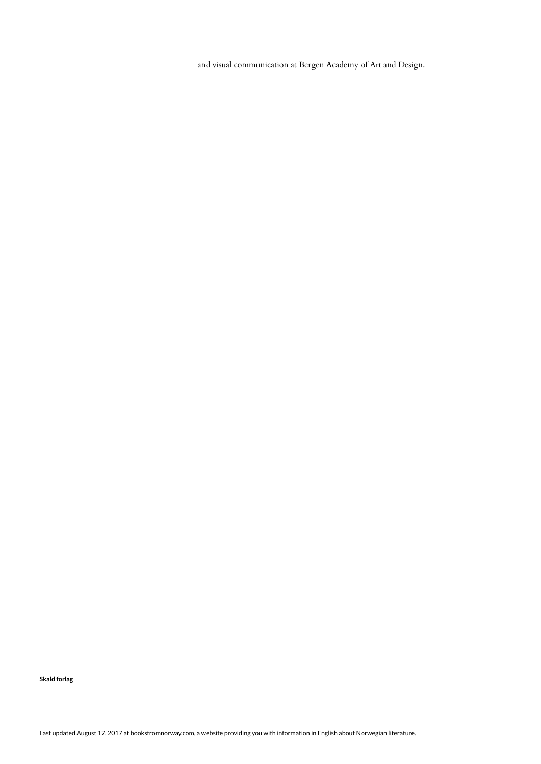and visual communication at Bergen Academy of Art and Design.

**Skald forlag**

Last updated August 17, 2017 at booksfromnorway.com, a website providing you with information in English about Norwegian literature.